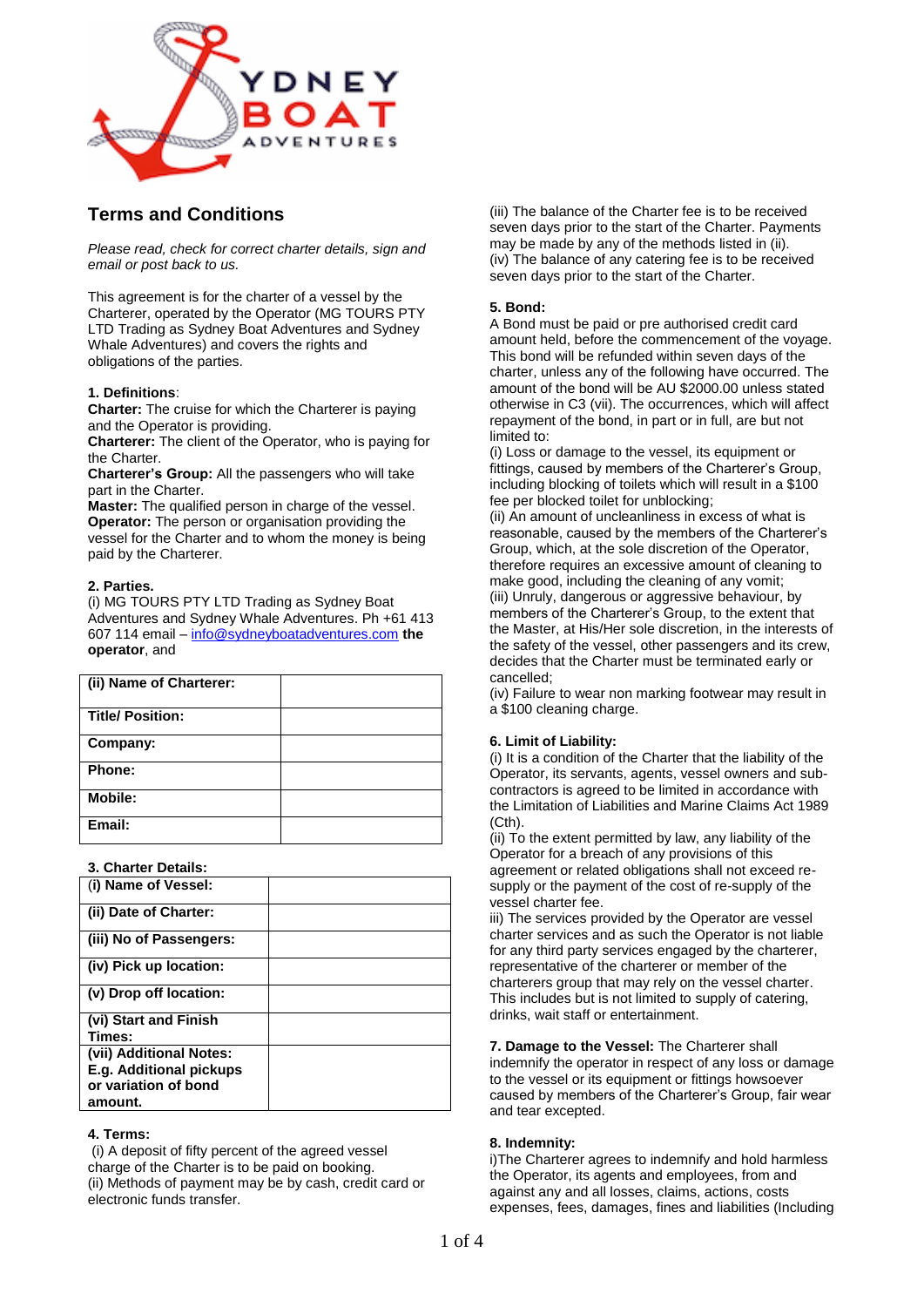## Terms and Conditions

*Please read, check for correct charter details, sign and email or post back to us.*

This agreement is for the charter of a vessel by the Charterer, operated by the Operator (MG TOURS PTY LTD Trading as Sydney Boat Adventures and Sydney Whale Adventures) and covers the rights and obligations of the parties.

**1. Definitions**:
**Charter:** The cruise for which the Charterer is paying and the Operator is providing.
**Charterer:** The client of the Operator, who is paying for the Charter.
**Charterer's Group:** All the passengers who will take part in the Charter.
**Master:** The qualified person in charge of the vessel.
**Operator:** The person or organisation providing the vessel for the Charter and to whom the money is being paid by the Charterer.

**2. Parties.**
(i) MG TOURS PTY LTD Trading as Sydney Boat Adventures and Sydney Whale Adventures. Ph +61 413 607 114 email – info@sydneyboatadventures.com **the operator**, and

| (ii) Name of Charterer: | |
|---|---|
| Title/ Position: | |
| Company: | |
| Phone: | |
| Mobile: | |
| Email: | |

**3. Charter Details:**

| (i) Name of Vessel: | |
|---|---|
| (ii) Date of Charter: | |
| (iii) No of Passengers: | |
| (iv) Pick up location: | |
| (v) Drop off location: | |
| (vi) Start and Finish Times: | |
| (vii) Additional Notes: E.g. Additional pickups or variation of bond amount. | |

**4. Terms:**
(i) A deposit of fifty percent of the agreed vessel charge of the Charter is to be paid on booking.
(ii) Methods of payment may be by cash, credit card or electronic funds transfer.
(iii) The balance of the Charter fee is to be received seven days prior to the start of the Charter. Payments may be made by any of the methods listed in (ii).
(iv) The balance of any catering fee is to be received seven days prior to the start of the Charter.

**5. Bond:**
A Bond must be paid or pre authorised credit card amount held, before the commencement of the voyage. This bond will be refunded within seven days of the charter, unless any of the following have occurred. The amount of the bond will be AU $2000.00 unless stated otherwise in C3 (vii). The occurrences, which will affect repayment of the bond, in part or in full, are but not limited to:
(i) Loss or damage to the vessel, its equipment or fittings, caused by members of the Charterer's Group, including blocking of toilets which will result in a $100 fee per blocked toilet for unblocking;
(ii) An amount of uncleanliness in excess of what is reasonable, caused by the members of the Charterer's Group, which, at the sole discretion of the Operator, therefore requires an excessive amount of cleaning to make good, including the cleaning of any vomit;
(iii) Unruly, dangerous or aggressive behaviour, by members of the Charterer's Group, to the extent that the Master, at His/Her sole discretion, in the interests of the safety of the vessel, other passengers and its crew, decides that the Charter must be terminated early or cancelled;
(iv) Failure to wear non marking footwear may result in a $100 cleaning charge.

**6. Limit of Liability:**
(i) It is a condition of the Charter that the liability of the Operator, its servants, agents, vessel owners and sub-contractors is agreed to be limited in accordance with the Limitation of Liabilities and Marine Claims Act 1989 (Cth).
(ii) To the extent permitted by law, any liability of the Operator for a breach of any provisions of this agreement or related obligations shall not exceed re-supply or the payment of the cost of re-supply of the vessel charter fee.
iii) The services provided by the Operator are vessel charter services and as such the Operator is not liable for any third party services engaged by the charterer, representative of the charterer or member of the charterers group that may rely on the vessel charter. This includes but is not limited to supply of catering, drinks, wait staff or entertainment.

**7. Damage to the Vessel:** The Charterer shall indemnify the operator in respect of any loss or damage to the vessel or its equipment or fittings howsoever caused by members of the Charterer's Group, fair wear and tear excepted.

**8. Indemnity:**
i)The Charterer agrees to indemnify and hold harmless the Operator, its agents and employees, from and against any and all losses, claims, actions, costs expenses, fees, damages, fines and liabilities (Including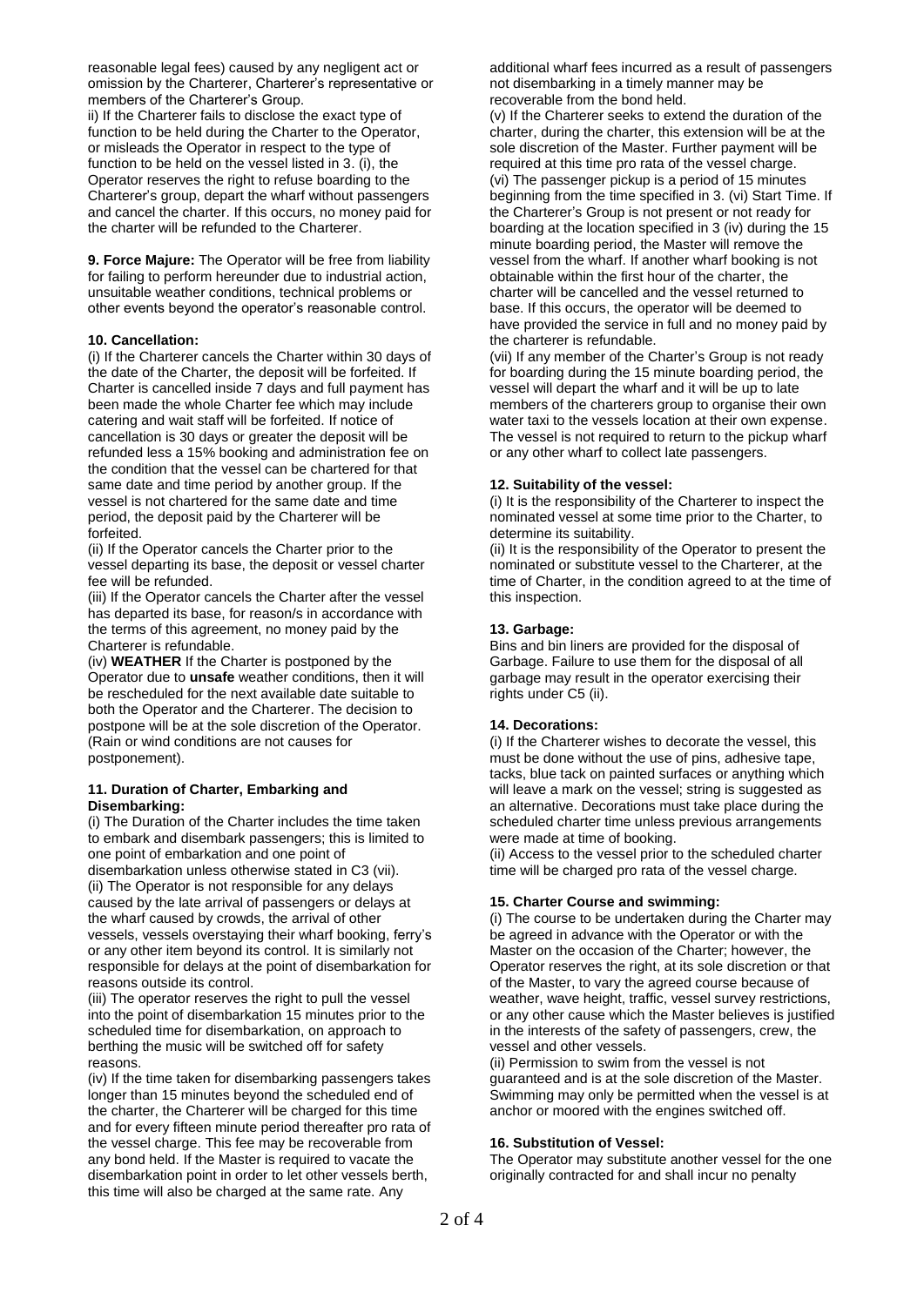reasonable legal fees) caused by any negligent act or omission by the Charterer, Charterer's representative or members of the Charterer's Group.

ii) If the Charterer fails to disclose the exact type of function to be held during the Charter to the Operator, or misleads the Operator in respect to the type of function to be held on the vessel listed in 3. (i), the Operator reserves the right to refuse boarding to the Charterer's group, depart the wharf without passengers and cancel the charter. If this occurs, no money paid for the charter will be refunded to the Charterer.

**9. Force Majure:** The Operator will be free from liability for failing to perform hereunder due to industrial action, unsuitable weather conditions, technical problems or other events beyond the operator's reasonable control.

**10. Cancellation:**

(i) If the Charterer cancels the Charter within 30 days of the date of the Charter, the deposit will be forfeited. If Charter is cancelled inside 7 days and full payment has been made the whole Charter fee which may include catering and wait staff will be forfeited. If notice of cancellation is 30 days or greater the deposit will be refunded less a 15% booking and administration fee on the condition that the vessel can be chartered for that same date and time period by another group. If the vessel is not chartered for the same date and time period, the deposit paid by the Charterer will be forfeited.

(ii) If the Operator cancels the Charter prior to the vessel departing its base, the deposit or vessel charter fee will be refunded.

(iii) If the Operator cancels the Charter after the vessel has departed its base, for reason/s in accordance with the terms of this agreement, no money paid by the Charterer is refundable.

(iv) **WEATHER** If the Charter is postponed by the Operator due to **unsafe** weather conditions, then it will be rescheduled for the next available date suitable to both the Operator and the Charterer. The decision to postpone will be at the sole discretion of the Operator. (Rain or wind conditions are not causes for postponement).

**11. Duration of Charter, Embarking and Disembarking:**

(i) The Duration of the Charter includes the time taken to embark and disembark passengers; this is limited to one point of embarkation and one point of disembarkation unless otherwise stated in C3 (vii).

(ii) The Operator is not responsible for any delays caused by the late arrival of passengers or delays at the wharf caused by crowds, the arrival of other vessels, vessels overstaying their wharf booking, ferry's or any other item beyond its control. It is similarly not responsible for delays at the point of disembarkation for reasons outside its control.

(iii) The operator reserves the right to pull the vessel into the point of disembarkation 15 minutes prior to the scheduled time for disembarkation, on approach to berthing the music will be switched off for safety reasons.

(iv) If the time taken for disembarking passengers takes longer than 15 minutes beyond the scheduled end of the charter, the Charterer will be charged for this time and for every fifteen minute period thereafter pro rata of the vessel charge. This fee may be recoverable from any bond held. If the Master is required to vacate the disembarkation point in order to let other vessels berth, this time will also be charged at the same rate. Any additional wharf fees incurred as a result of passengers not disembarking in a timely manner may be recoverable from the bond held.

(v) If the Charterer seeks to extend the duration of the charter, during the charter, this extension will be at the sole discretion of the Master. Further payment will be required at this time pro rata of the vessel charge.

(vi) The passenger pickup is a period of 15 minutes beginning from the time specified in 3. (vi) Start Time. If the Charterer's Group is not present or not ready for boarding at the location specified in 3 (iv) during the 15 minute boarding period, the Master will remove the vessel from the wharf. If another wharf booking is not obtainable within the first hour of the charter, the charter will be cancelled and the vessel returned to base. If this occurs, the operator will be deemed to have provided the service in full and no money paid by the charterer is refundable.

(vii) If any member of the Charter's Group is not ready for boarding during the 15 minute boarding period, the vessel will depart the wharf and it will be up to late members of the charterers group to organise their own water taxi to the vessels location at their own expense. The vessel is not required to return to the pickup wharf or any other wharf to collect late passengers.

**12. Suitability of the vessel:**

(i) It is the responsibility of the Charterer to inspect the nominated vessel at some time prior to the Charter, to determine its suitability.

(ii) It is the responsibility of the Operator to present the nominated or substitute vessel to the Charterer, at the time of Charter, in the condition agreed to at the time of this inspection.

**13. Garbage:**

Bins and bin liners are provided for the disposal of Garbage. Failure to use them for the disposal of all garbage may result in the operator exercising their rights under C5 (ii).

**14. Decorations:**

(i) If the Charterer wishes to decorate the vessel, this must be done without the use of pins, adhesive tape, tacks, blue tack on painted surfaces or anything which will leave a mark on the vessel; string is suggested as an alternative. Decorations must take place during the scheduled charter time unless previous arrangements were made at time of booking.

(ii) Access to the vessel prior to the scheduled charter time will be charged pro rata of the vessel charge.

**15. Charter Course and swimming:**

(i) The course to be undertaken during the Charter may be agreed in advance with the Operator or with the Master on the occasion of the Charter; however, the Operator reserves the right, at its sole discretion or that of the Master, to vary the agreed course because of weather, wave height, traffic, vessel survey restrictions, or any other cause which the Master believes is justified in the interests of the safety of passengers, crew, the vessel and other vessels.

(ii) Permission to swim from the vessel is not guaranteed and is at the sole discretion of the Master. Swimming may only be permitted when the vessel is at anchor or moored with the engines switched off.

**16. Substitution of Vessel:**

The Operator may substitute another vessel for the one originally contracted for and shall incur no penalty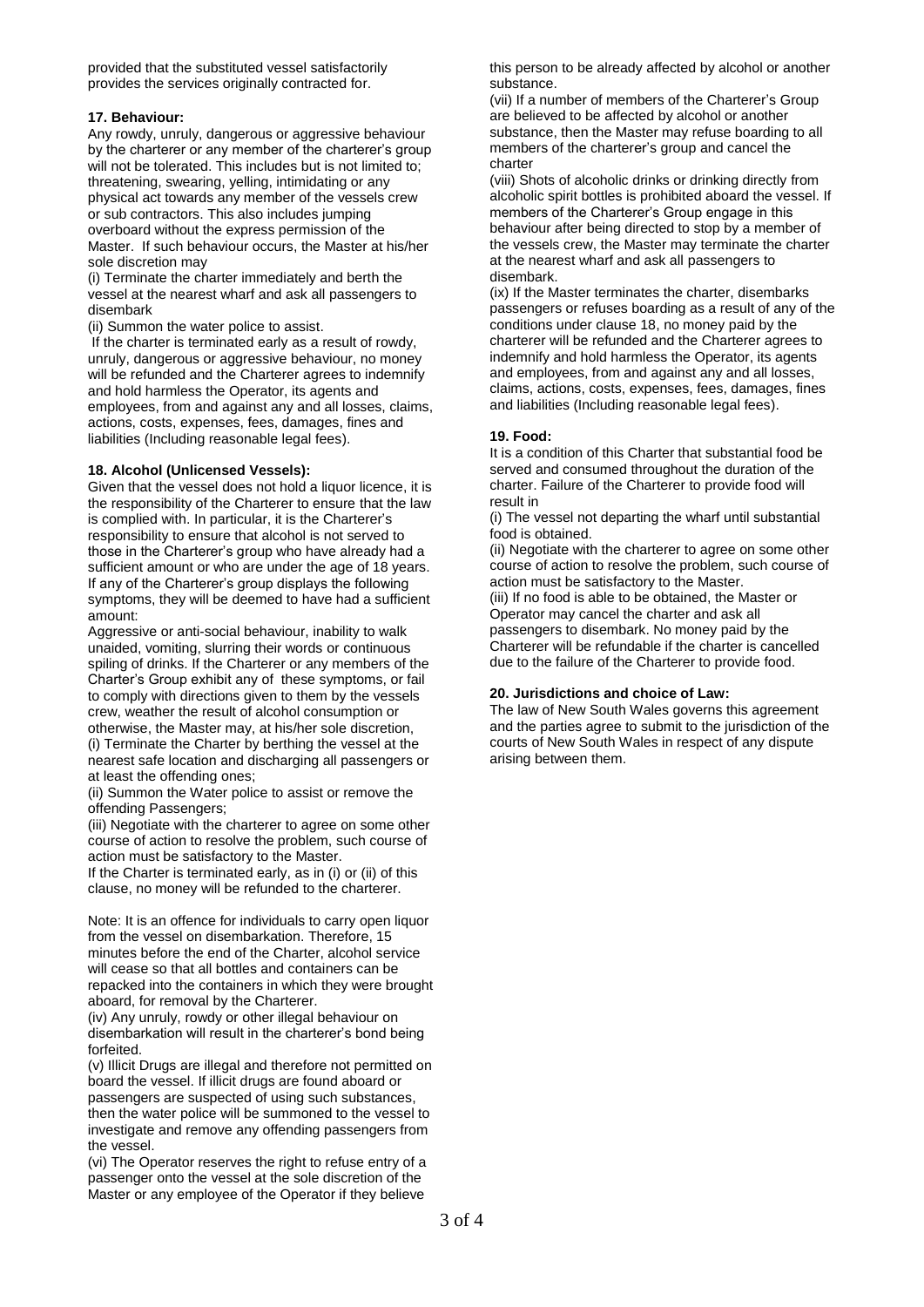provided that the substituted vessel satisfactorily provides the services originally contracted for.

**17. Behaviour:**

Any rowdy, unruly, dangerous or aggressive behaviour by the charterer or any member of the charterer's group will not be tolerated. This includes but is not limited to; threatening, swearing, yelling, intimidating or any physical act towards any member of the vessels crew or sub contractors. This also includes jumping overboard without the express permission of the Master. If such behaviour occurs, the Master at his/her sole discretion may

(i) Terminate the charter immediately and berth the vessel at the nearest wharf and ask all passengers to disembark

(ii) Summon the water police to assist.

If the charter is terminated early as a result of rowdy, unruly, dangerous or aggressive behaviour, no money will be refunded and the Charterer agrees to indemnify and hold harmless the Operator, its agents and employees, from and against any and all losses, claims, actions, costs, expenses, fees, damages, fines and liabilities (Including reasonable legal fees).

**18. Alcohol (Unlicensed Vessels):**

Given that the vessel does not hold a liquor licence, it is the responsibility of the Charterer to ensure that the law is complied with. In particular, it is the Charterer's responsibility to ensure that alcohol is not served to those in the Charterer's group who have already had a sufficient amount or who are under the age of 18 years. If any of the Charterer's group displays the following symptoms, they will be deemed to have had a sufficient amount:

Aggressive or anti-social behaviour, inability to walk unaided, vomiting, slurring their words or continuous spiling of drinks. If the Charterer or any members of the Charter's Group exhibit any of these symptoms, or fail to comply with directions given to them by the vessels crew, weather the result of alcohol consumption or otherwise, the Master may, at his/her sole discretion,

(i) Terminate the Charter by berthing the vessel at the nearest safe location and discharging all passengers or at least the offending ones;

(ii) Summon the Water police to assist or remove the offending Passengers;

(iii) Negotiate with the charterer to agree on some other course of action to resolve the problem, such course of action must be satisfactory to the Master.

If the Charter is terminated early, as in (i) or (ii) of this clause, no money will be refunded to the charterer.

Note: It is an offence for individuals to carry open liquor from the vessel on disembarkation. Therefore, 15 minutes before the end of the Charter, alcohol service will cease so that all bottles and containers can be repacked into the containers in which they were brought aboard, for removal by the Charterer.

(iv) Any unruly, rowdy or other illegal behaviour on disembarkation will result in the charterer's bond being forfeited.

(v) Illicit Drugs are illegal and therefore not permitted on board the vessel. If illicit drugs are found aboard or passengers are suspected of using such substances, then the water police will be summoned to the vessel to investigate and remove any offending passengers from the vessel.

(vi) The Operator reserves the right to refuse entry of a passenger onto the vessel at the sole discretion of the Master or any employee of the Operator if they believe this person to be already affected by alcohol or another substance.

(vii) If a number of members of the Charterer's Group are believed to be affected by alcohol or another substance, then the Master may refuse boarding to all members of the charterer's group and cancel the charter

(viii) Shots of alcoholic drinks or drinking directly from alcoholic spirit bottles is prohibited aboard the vessel. If members of the Charterer's Group engage in this behaviour after being directed to stop by a member of the vessels crew, the Master may terminate the charter at the nearest wharf and ask all passengers to disembark.

(ix) If the Master terminates the charter, disembarks passengers or refuses boarding as a result of any of the conditions under clause 18, no money paid by the charterer will be refunded and the Charterer agrees to indemnify and hold harmless the Operator, its agents and employees, from and against any and all losses, claims, actions, costs, expenses, fees, damages, fines and liabilities (Including reasonable legal fees).

**19. Food:**

It is a condition of this Charter that substantial food be served and consumed throughout the duration of the charter. Failure of the Charterer to provide food will result in

(i) The vessel not departing the wharf until substantial food is obtained.

(ii) Negotiate with the charterer to agree on some other course of action to resolve the problem, such course of action must be satisfactory to the Master.

(iii) If no food is able to be obtained, the Master or Operator may cancel the charter and ask all passengers to disembark. No money paid by the Charterer will be refundable if the charter is cancelled due to the failure of the Charterer to provide food.

**20. Jurisdictions and choice of Law:**

The law of New South Wales governs this agreement and the parties agree to submit to the jurisdiction of the courts of New South Wales in respect of any dispute arising between them.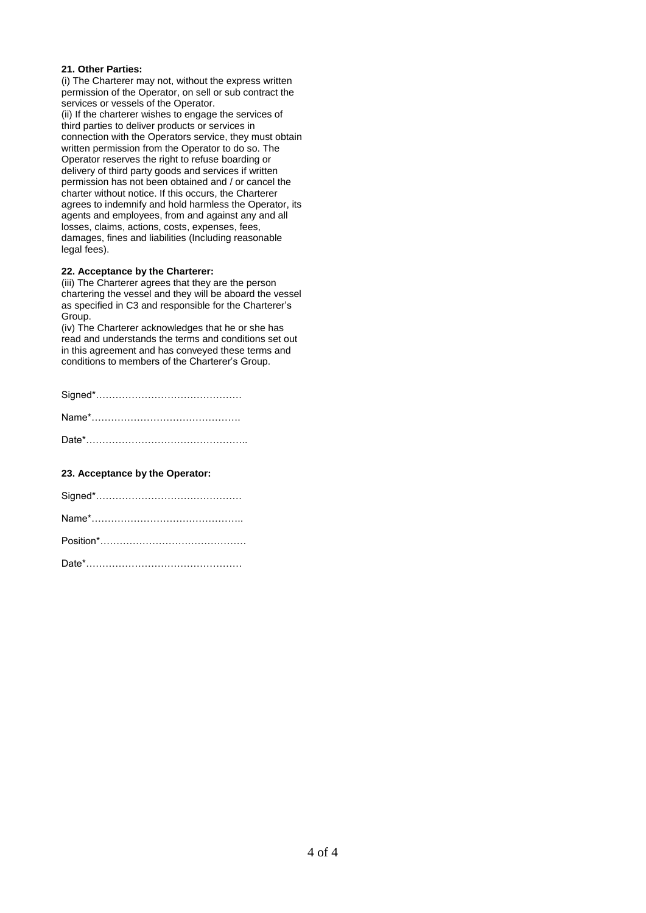**21. Other Parties:**

(i) The Charterer may not, without the express written permission of the Operator, on sell or sub contract the services or vessels of the Operator.

(ii) If the charterer wishes to engage the services of third parties to deliver products or services in connection with the Operators service, they must obtain written permission from the Operator to do so. The Operator reserves the right to refuse boarding or delivery of third party goods and services if written permission has not been obtained and / or cancel the charter without notice. If this occurs, the Charterer agrees to indemnify and hold harmless the Operator, its agents and employees, from and against any and all losses, claims, actions, costs, expenses, fees, damages, fines and liabilities (Including reasonable legal fees).

**22. Acceptance by the Charterer:**

(iii) The Charterer agrees that they are the person chartering the vessel and they will be aboard the vessel as specified in C3 and responsible for the Charterer's Group.

(iv) The Charterer acknowledges that he or she has read and understands the terms and conditions set out in this agreement and has conveyed these terms and conditions to members of the Charterer's Group.

Signed*……………………………………

Name*…………………………………….

Date*…………………………………………..

**23. Acceptance by the Operator:**

Signed*……………………………………

Name*……………………………………..

Position*……………………………………

Date*………………………………………